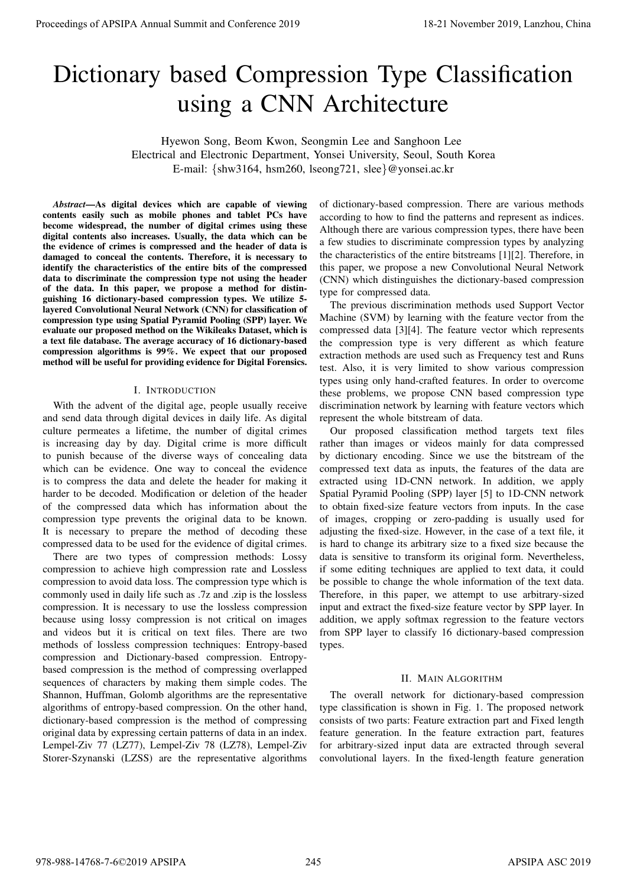# Dictionary based Compression Type Classification using a CNN Architecture

Hyewon Song, Beom Kwon, Seongmin Lee and Sanghoon Lee
Electrical and Electronic Department, Yonsei University, Seoul, South Korea
E-mail: {shw3164, hsm260, lseong721, slee}@yonsei.ac.kr

***Abstract*—As digital devices which are capable of viewing contents easily such as mobile phones and tablet PCs have become widespread, the number of digital crimes using these digital contents also increases. Usually, the data which can be the evidence of crimes is compressed and the header of data is damaged to conceal the contents. Therefore, it is necessary to identify the characteristics of the entire bits of the compressed data to discriminate the compression type not using the header of the data. In this paper, we propose a method for distinguishing 16 dictionary-based compression types. We utilize 5-layered Convolutional Neural Network (CNN) for classification of compression type using Spatial Pyramid Pooling (SPP) layer. We evaluate our proposed method on the Wikileaks Dataset, which is a text file database. The average accuracy of 16 dictionary-based compression algorithms is 99%. We expect that our proposed method will be useful for providing evidence for Digital Forensics.**

## I. Introduction

With the advent of the digital age, people usually receive and send data through digital devices in daily life. As digital culture permeates a lifetime, the number of digital crimes is increasing day by day. Digital crime is more difficult to punish because of the diverse ways of concealing data which can be evidence. One way to conceal the evidence is to compress the data and delete the header for making it harder to be decoded. Modification or deletion of the header of the compressed data which has information about the compression type prevents the original data to be known. It is necessary to prepare the method of decoding these compressed data to be used for the evidence of digital crimes.

There are two types of compression methods: Lossy compression to achieve high compression rate and Lossless compression to avoid data loss. The compression type which is commonly used in daily life such as .7z and .zip is the lossless compression. It is necessary to use the lossless compression because using lossy compression is not critical on images and videos but it is critical on text files. There are two methods of lossless compression techniques: Entropy-based compression and Dictionary-based compression. Entropy-based compression is the method of compressing overlapped sequences of characters by making them simple codes. The Shannon, Huffman, Golomb algorithms are the representative algorithms of entropy-based compression. On the other hand, dictionary-based compression is the method of compressing original data by expressing certain patterns of data in an index. Lempel-Ziv 77 (LZ77), Lempel-Ziv 78 (LZ78), Lempel-Ziv Storer-Szynanski (LZSS) are the representative algorithms of dictionary-based compression. There are various methods according to how to find the patterns and represent as indices. Although there are various compression types, there have been a few studies to discriminate compression types by analyzing the characteristics of the entire bitstreams [1][2]. Therefore, in this paper, we propose a new Convolutional Neural Network (CNN) which distinguishes the dictionary-based compression type for compressed data.

The previous discrimination methods used Support Vector Machine (SVM) by learning with the feature vector from the compressed data [3][4]. The feature vector which represents the compression type is very different as which feature extraction methods are used such as Frequency test and Runs test. Also, it is very limited to show various compression types using only hand-crafted features. In order to overcome these problems, we propose CNN based compression type discrimination network by learning with feature vectors which represent the whole bitstream of data.

Our proposed classification method targets text files rather than images or videos mainly for data compressed by dictionary encoding. Since we use the bitstream of the compressed text data as inputs, the features of the data are extracted using 1D-CNN network. In addition, we apply Spatial Pyramid Pooling (SPP) layer [5] to 1D-CNN network to obtain fixed-size feature vectors from inputs. In the case of images, cropping or zero-padding is usually used for adjusting the fixed-size. However, in the case of a text file, it is hard to change its arbitrary size to a fixed size because the data is sensitive to transform its original form. Nevertheless, if some editing techniques are applied to text data, it could be possible to change the whole information of the text data. Therefore, in this paper, we attempt to use arbitrary-sized input and extract the fixed-size feature vector by SPP layer. In addition, we apply softmax regression to the feature vectors from SPP layer to classify 16 dictionary-based compression types.

## II. Main Algorithm

The overall network for dictionary-based compression type classification is shown in Fig. 1. The proposed network consists of two parts: Feature extraction part and Fixed length feature generation. In the feature extraction part, features for arbitrary-sized input data are extracted through several convolutional layers. In the fixed-length feature generation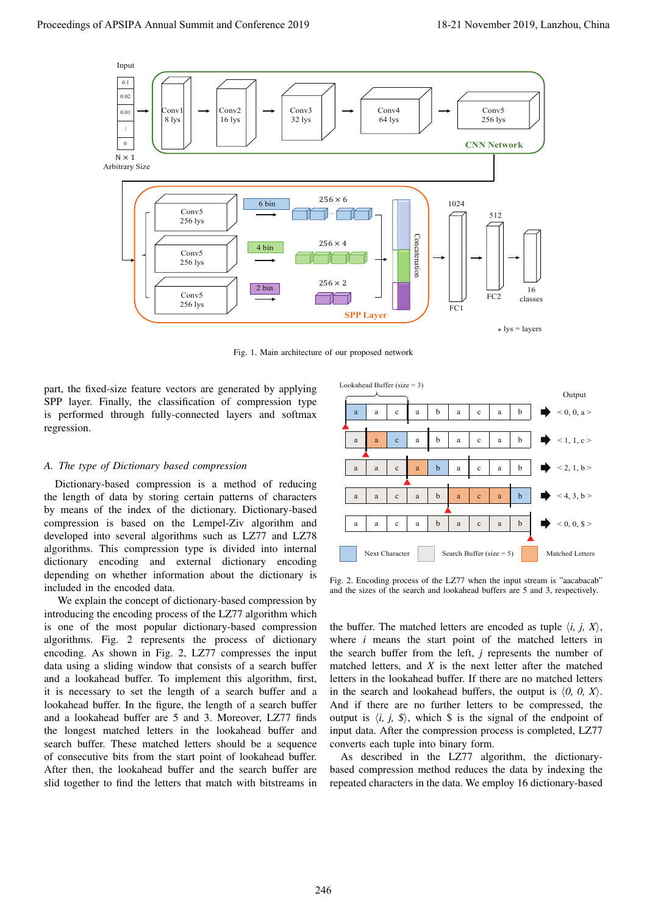Fig. 1. Main architecture of our proposed network

part, the fixed-size feature vectors are generated by applying SPP layer. Finally, the classification of compression type is performed through fully-connected layers and softmax regression.

### *A. The type of Dictionary based compression*

Dictionary-based compression is a method of reducing the length of data by storing certain patterns of characters by means of the index of the dictionary. Dictionary-based compression is based on the Lempel-Ziv algorithm and developed into several algorithms such as LZ77 and LZ78 algorithms. This compression type is divided into internal dictionary encoding and external dictionary encoding depending on whether information about the dictionary is included in the encoded data.

We explain the concept of dictionary-based compression by introducing the encoding process of the LZ77 algorithm which is one of the most popular dictionary-based compression algorithms. Fig. 2 represents the process of dictionary encoding. As shown in Fig. 2, LZ77 compresses the input data using a sliding window that consists of a search buffer and a lookahead buffer. To implement this algorithm, first, it is necessary to set the length of a search buffer and a lookahead buffer. In the figure, the length of a search buffer and a lookahead buffer are 5 and 3. Moreover, LZ77 finds the longest matched letters in the lookahead buffer and search buffer. These matched letters should be a sequence of consecutive bits from the start point of lookahead buffer. After then, the lookahead buffer and the search buffer are slid together to find the letters that match with bitstreams in the buffer. The matched letters are encoded as tuple $\langle i, j, X \rangle$, where $i$ means the start point of the matched letters in the search buffer from the left, $j$ represents the number of matched letters, and $X$ is the next letter after the matched letters in the lookahead buffer. If there are no matched letters in the search and lookahead buffers, the output is $\langle 0, 0, X \rangle$. And if there are no further letters to be compressed, the output is $\langle i, j, \$ \rangle$, which \$ is the signal of the endpoint of input data. After the compression process is completed, LZ77 converts each tuple into binary form.

Fig. 2. Encoding process of the LZ77 when the input stream is "aacabacab" and the sizes of the search and lookahead buffers are 5 and 3, respectively.

As described in the LZ77 algorithm, the dictionary-based compression method reduces the data by indexing the repeated characters in the data. We employ 16 dictionary-based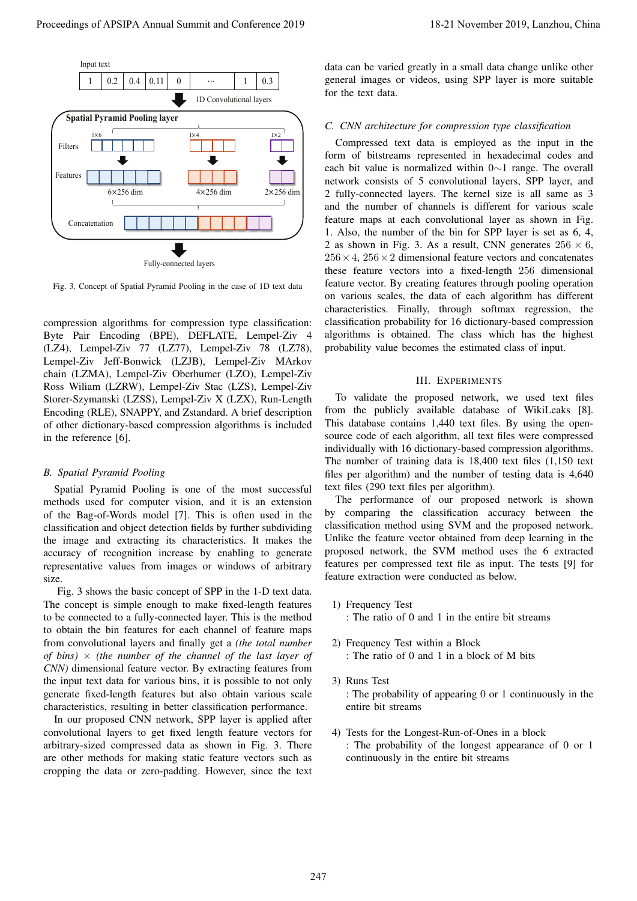Fig. 3. Concept of Spatial Pyramid Pooling in the case of 1D text data

compression algorithms for compression type classification: Byte Pair Encoding (BPE), DEFLATE, Lempel-Ziv 4 (LZ4), Lempel-Ziv 77 (LZ77), Lempel-Ziv 78 (LZ78), Lempel-Ziv Jeff-Bonwick (LZJB), Lempel-Ziv MArkov chain (LZMA), Lempel-Ziv Oberhumer (LZO), Lempel-Ziv Ross Wiliam (LZRW), Lempel-Ziv Stac (LZS), Lempel-Ziv Storer-Szymanski (LZSS), Lempel-Ziv X (LZX), Run-Length Encoding (RLE), SNAPPY, and Zstandard. A brief description of other dictionary-based compression algorithms is included in the reference [6].

### B. Spatial Pyramid Pooling

Spatial Pyramid Pooling is one of the most successful methods used for computer vision, and it is an extension of the Bag-of-Words model [7]. This is often used in the classification and object detection fields by further subdividing the image and extracting its characteristics. It makes the accuracy of recognition increase by enabling to generate representative values from images or windows of arbitrary size.

Fig. 3 shows the basic concept of SPP in the 1-D text data. The concept is simple enough to make fixed-length features to be connected to a fully-connected layer. This is the method to obtain the bin features for each channel of feature maps from convolutional layers and finally get a *(the total number of bins)* $\times$ *(the number of the channel of the last layer of CNN)* dimensional feature vector. By extracting features from the input text data for various bins, it is possible to not only generate fixed-length features but also obtain various scale characteristics, resulting in better classification performance.

In our proposed CNN network, SPP layer is applied after convolutional layers to get fixed length feature vectors for arbitrary-sized compressed data as shown in Fig. 3. There are other methods for making static feature vectors such as cropping the data or zero-padding. However, since the text data can be varied greatly in a small data change unlike other general images or videos, using SPP layer is more suitable for the text data.

### C. CNN architecture for compression type classification

Compressed text data is employed as the input in the form of bitstreams represented in hexadecimal codes and each bit value is normalized within 0∼1 range. The overall network consists of 5 convolutional layers, SPP layer, and 2 fully-connected layers. The kernel size is all same as 3 and the number of channels is different for various scale feature maps at each convolutional layer as shown in Fig. 1. Also, the number of the bin for SPP layer is set as 6, 4, 2 as shown in Fig. 3. As a result, CNN generates $256 \times 6$, $256 \times 4$, $256 \times 2$ dimensional feature vectors and concatenates these feature vectors into a fixed-length 256 dimensional feature vector. By creating features through pooling operation on various scales, the data of each algorithm has different characteristics. Finally, through softmax regression, the classification probability for 16 dictionary-based compression algorithms is obtained. The class which has the highest probability value becomes the estimated class of input.

## III. Experiments

To validate the proposed network, we used text files from the publicly available database of WikiLeaks [8]. This database contains 1,440 text files. By using the open-source code of each algorithm, all text files were compressed individually with 16 dictionary-based compression algorithms. The number of training data is 18,400 text files (1,150 text files per algorithm) and the number of testing data is 4,640 text files (290 text files per algorithm).

The performance of our proposed network is shown by comparing the classification accuracy between the classification method using SVM and the proposed network. Unlike the feature vector obtained from deep learning in the proposed network, the SVM method uses the 6 extracted features per compressed text file as input. The tests [9] for feature extraction were conducted as below.

1) Frequency Test
   : The ratio of 0 and 1 in the entire bit streams

2) Frequency Test within a Block
   : The ratio of 0 and 1 in a block of M bits

3) Runs Test
   : The probability of appearing 0 or 1 continuously in the entire bit streams

4) Tests for the Longest-Run-of-Ones in a block
   : The probability of the longest appearance of 0 or 1 continuously in the entire bit streams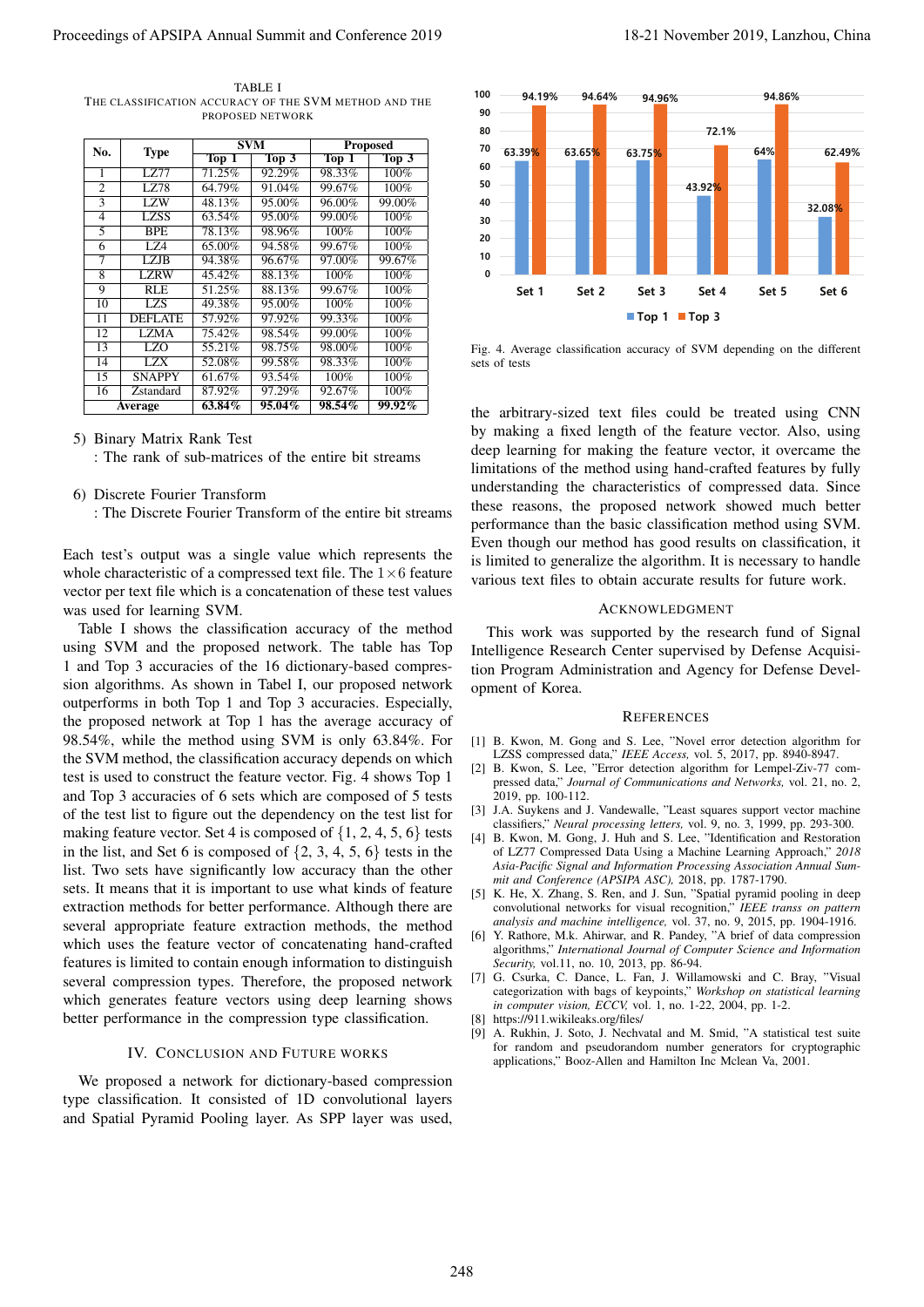TABLE I
THE CLASSIFICATION ACCURACY OF THE SVM METHOD AND THE PROPOSED NETWORK

| No. | Type | SVM | | Proposed | |
|---|---|---|---|---|---|
| | | Top 1 | Top 3 | Top 1 | Top 3 |
| 1 | LZ77 | 71.25% | 92.29% | 98.33% | 100% |
| 2 | LZ78 | 64.79% | 91.04% | 99.67% | 100% |
| 3 | LZW | 48.13% | 95.00% | 96.00% | 99.00% |
| 4 | LZSS | 63.54% | 95.00% | 99.00% | 100% |
| 5 | BPE | 78.13% | 98.96% | 100% | 100% |
| 6 | LZ4 | 65.00% | 94.58% | 99.67% | 100% |
| 7 | LZJB | 94.38% | 96.67% | 97.00% | 99.67% |
| 8 | LZRW | 45.42% | 88.13% | 100% | 100% |
| 9 | RLE | 51.25% | 88.13% | 99.67% | 100% |
| 10 | LZS | 49.38% | 95.00% | 100% | 100% |
| 11 | DEFLATE | 57.92% | 97.92% | 99.33% | 100% |
| 12 | LZMA | 75.42% | 98.54% | 99.00% | 100% |
| 13 | LZO | 55.21% | 98.75% | 98.00% | 100% |
| 14 | LZX | 52.08% | 99.58% | 98.33% | 100% |
| 15 | SNAPPY | 61.67% | 93.54% | 100% | 100% |
| 16 | Zstandard | 87.92% | 97.29% | 92.67% | 100% |
| Average | | **63.84%** | **95.04%** | **98.54%** | **99.92%** |

5) Binary Matrix Rank Test
   : The rank of sub-matrices of the entire bit streams

6) Discrete Fourier Transform
   : The Discrete Fourier Transform of the entire bit streams

Each test's output was a single value which represents the whole characteristic of a compressed text file. The $1 \times 6$ feature vector per text file which is a concatenation of these test values was used for learning SVM.

Table I shows the classification accuracy of the method using SVM and the proposed network. The table has Top 1 and Top 3 accuracies of the 16 dictionary-based compression algorithms. As shown in Tabel I, our proposed network outperforms in both Top 1 and Top 3 accuracies. Especially, the proposed network at Top 1 has the average accuracy of 98.54%, while the method using SVM is only 63.84%. For the SVM method, the classification accuracy depends on which test is used to construct the feature vector. Fig. 4 shows Top 1 and Top 3 accuracies of 6 sets which are composed of 5 tests of the test list to figure out the dependency on the test list for making feature vector. Set 4 is composed of $\{1, 2, 4, 5, 6\}$ tests in the list, and Set 6 is composed of $\{2, 3, 4, 5, 6\}$ tests in the list. Two sets have significantly low accuracy than the other sets. It means that it is important to use what kinds of feature extraction methods for better performance. Although there are several appropriate feature extraction methods, the method which uses the feature vector of concatenating hand-crafted features is limited to contain enough information to distinguish several compression types. Therefore, the proposed network which generates feature vectors using deep learning shows better performance in the compression type classification.

## IV. Conclusion and Future Works

We proposed a network for dictionary-based compression type classification. It consisted of 1D convolutional layers and Spatial Pyramid Pooling layer. As SPP layer was used, the arbitrary-sized text files could be treated using CNN by making a fixed length of the feature vector. Also, using deep learning for making the feature vector, it overcame the limitations of the method using hand-crafted features by fully understanding the characteristics of compressed data. Since these reasons, the proposed network showed much better performance than the basic classification method using SVM. Even though our method has good results on classification, it is limited to generalize the algorithm. It is necessary to handle various text files to obtain accurate results for future work.

100
90
80
70
60
50
40
30
20
10
0
63.39% 94.19%
63.65% 94.64%
63.75% 94.96%
43.92% 72.1%
64% 94.86%
32.08% 62.49%
Set 1 Set 2 Set 3 Set 4 Set 5 Set 6
Top 1 Top 3

Fig. 4. Average classification accuracy of SVM depending on the different sets of tests

## Acknowledgment

This work was supported by the research fund of Signal Intelligence Research Center supervised by Defense Acquisition Program Administration and Agency for Defense Development of Korea.

## References

[1] B. Kwon, M. Gong and S. Lee, "Novel error detection algorithm for LZSS compressed data," *IEEE Access,* vol. 5, 2017, pp. 8940-8947.

[2] B. Kwon, S. Lee, "Error detection algorithm for Lempel-Ziv-77 compressed data," *Journal of Communications and Networks,* vol. 21, no. 2, 2019, pp. 100-112.

[3] J.A. Suykens and J. Vandewalle, "Least squares support vector machine classifiers," *Neural processing letters,* vol. 9, no. 3, 1999, pp. 293-300.

[4] B. Kwon, M. Gong, J. Huh and S. Lee, "Identification and Restoration of LZ77 Compressed Data Using a Machine Learning Approach," *2018 Asia-Pacific Signal and Information Processing Association Annual Summit and Conference (APSIPA ASC),* 2018, pp. 1787-1790.

[5] K. He, X. Zhang, S. Ren, and J. Sun, "Spatial pyramid pooling in deep convolutional networks for visual recognition," *IEEE trans on pattern analysis and machine intelligence,* vol. 37, no. 9, 2015, pp. 1904-1916.

[6] Y. Rathore, M.k. Ahirwar, and R. Pandey, "A brief of data compression algorithms," *International Journal of Computer Science and Information Security,* vol.11, no. 10, 2013, pp. 86-94.

[7] G. Csurka, C. Dance, L. Fan, J. Willamowski and C. Bray, "Visual categorization with bags of keypoints," *Workshop on statistical learning in computer vision, ECCV,* vol. 1, no. 1-22, 2004, pp. 1-2.

[8] https://911.wikileaks.org/files/

[9] A. Rukhin, J. Soto, J. Nechvatal and M. Smid, "A statistical test suite for random and pseudorandom number generators for cryptographic applications," Booz-Allen and Hamilton Inc Mclean Va, 2001.